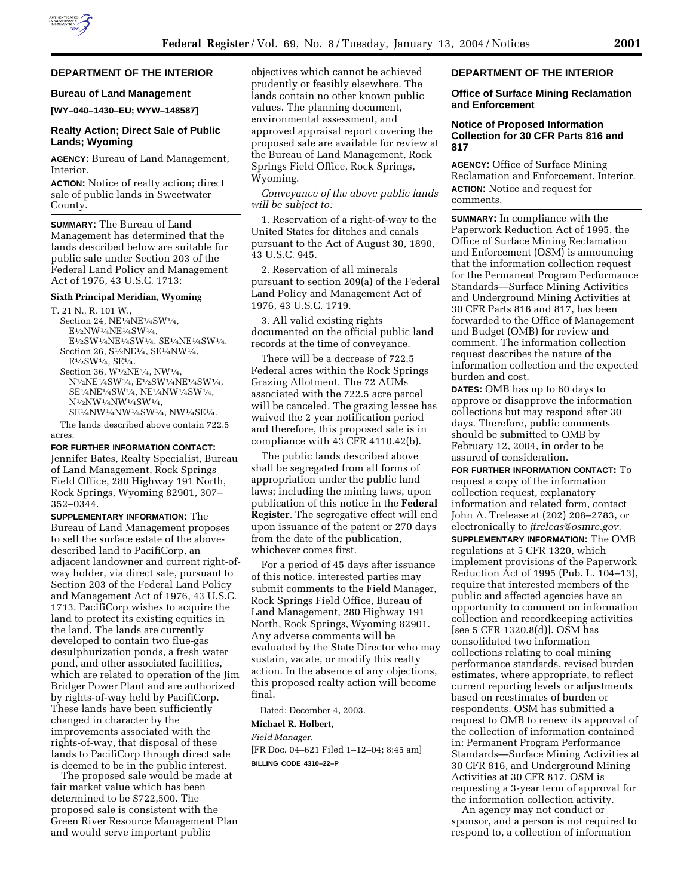## DEPARTMENT OF THE INTERIOR

### Bureau of Land Management

**[WY–040–1430–EU; WYW–148587]**

### Realty Action; Direct Sale of Public Lands; Wyoming

**AGENCY:** Bureau of Land Management, Interior.

**ACTION:** Notice of realty action; direct sale of public lands in Sweetwater County.

**SUMMARY:** The Bureau of Land Management has determined that the lands described below are suitable for public sale under Section 203 of the Federal Land Policy and Management Act of 1976, 43 U.S.C. 1713:

**Sixth Principal Meridian, Wyoming**

T. 21 N., R. 101 W.,
Section 24, NE¼NE¼SW¼, E½NW¼NE¼SW¼, E½SW¼NE¼SW¼, SE¼NE¼SW¼.
Section 26, S½NE¼, SE¼NW¼, E½SW¼, SE¼.
Section 36, W½NE¼, NW¼, N½NE¼SW¼, E½SW¼NE¼SW¼, SE¼NE¼SW¼, NE¼NW¼SW¼, N½NW¼NW¼SW¼, SE¼NW¼NW¼SW¼, NW¼SE¼.

The lands described above contain 722.5 acres.

**FOR FURTHER INFORMATION CONTACT:** Jennifer Bates, Realty Specialist, Bureau of Land Management, Rock Springs Field Office, 280 Highway 191 North, Rock Springs, Wyoming 82901, 307–352–0344.

**SUPPLEMENTARY INFORMATION:** The Bureau of Land Management proposes to sell the surface estate of the above-described land to PacifiCorp, an adjacent landowner and current right-of-way holder, via direct sale, pursuant to Section 203 of the Federal Land Policy and Management Act of 1976, 43 U.S.C. 1713. PacifiCorp wishes to acquire the land to protect its existing equities in the land. The lands are currently developed to contain two flue-gas desulphurization ponds, a fresh water pond, and other associated facilities, which are related to operation of the Jim Bridger Power Plant and are authorized by rights-of-way held by PacifiCorp. These lands have been sufficiently changed in character by the improvements associated with the rights-of-way, that disposal of these lands to PacifiCorp through direct sale is deemed to be in the public interest.

The proposed sale would be made at fair market value which has been determined to be $722,500. The proposed sale is consistent with the Green River Resource Management Plan and would serve important public objectives which cannot be achieved prudently or feasibly elsewhere. The lands contain no other known public values. The planning document, environmental assessment, and approved appraisal report covering the proposed sale are available for review at the Bureau of Land Management, Rock Springs Field Office, Rock Springs, Wyoming.

*Conveyance of the above public lands will be subject to:*

1. Reservation of a right-of-way to the United States for ditches and canals pursuant to the Act of August 30, 1890, 43 U.S.C. 945.

2. Reservation of all minerals pursuant to section 209(a) of the Federal Land Policy and Management Act of 1976, 43 U.S.C. 1719.

3. All valid existing rights documented on the official public land records at the time of conveyance.

There will be a decrease of 722.5 Federal acres within the Rock Springs Grazing Allotment. The 72 AUMs associated with the 722.5 acre parcel will be canceled. The grazing lessee has waived the 2 year notification period and therefore, this proposed sale is in compliance with 43 CFR 4110.42(b).

The public lands described above shall be segregated from all forms of appropriation under the public land laws; including the mining laws, upon publication of this notice in the **Federal Register**. The segregative effect will end upon issuance of the patent or 270 days from the date of the publication, whichever comes first.

For a period of 45 days after issuance of this notice, interested parties may submit comments to the Field Manager, Rock Springs Field Office, Bureau of Land Management, 280 Highway 191 North, Rock Springs, Wyoming 82901. Any adverse comments will be evaluated by the State Director who may sustain, vacate, or modify this realty action. In the absence of any objections, this proposed realty action will become final.

Dated: December 4, 2003.

**Michael R. Holbert,**

*Field Manager.*

[FR Doc. 04–621 Filed 1–12–04; 8:45 am]

**BILLING CODE 4310–22–P**

## DEPARTMENT OF THE INTERIOR

### Office of Surface Mining Reclamation and Enforcement

### Notice of Proposed Information Collection for 30 CFR Parts 816 and 817

**AGENCY:** Office of Surface Mining Reclamation and Enforcement, Interior.

**ACTION:** Notice and request for comments.

**SUMMARY:** In compliance with the Paperwork Reduction Act of 1995, the Office of Surface Mining Reclamation and Enforcement (OSM) is announcing that the information collection request for the Permanent Program Performance Standards—Surface Mining Activities and Underground Mining Activities at 30 CFR Parts 816 and 817, has been forwarded to the Office of Management and Budget (OMB) for review and comment. The information collection request describes the nature of the information collection and the expected burden and cost.

**DATES:** OMB has up to 60 days to approve or disapprove the information collections but may respond after 30 days. Therefore, public comments should be submitted to OMB by February 12, 2004, in order to be assured of consideration.

**FOR FURTHER INFORMATION CONTACT:** To request a copy of the information collection request, explanatory information and related form, contact John A. Trelease at (202) 208–2783, or electronically to *jtreleas@osmre.gov.*

**SUPPLEMENTARY INFORMATION:** The OMB regulations at 5 CFR 1320, which implement provisions of the Paperwork Reduction Act of 1995 (Pub. L. 104–13), require that interested members of the public and affected agencies have an opportunity to comment on information collection and recordkeeping activities [see 5 CFR 1320.8(d)]. OSM has consolidated two information collections relating to coal mining performance standards, revised burden estimates, where appropriate, to reflect current reporting levels or adjustments based on reestimates of burden or respondents. OSM has submitted a request to OMB to renew its approval of the collection of information contained in: Permanent Program Performance Standards—Surface Mining Activities at 30 CFR 816, and Underground Mining Activities at 30 CFR 817. OSM is requesting a 3-year term of approval for the information collection activity.

An agency may not conduct or sponsor, and a person is not required to respond to, a collection of information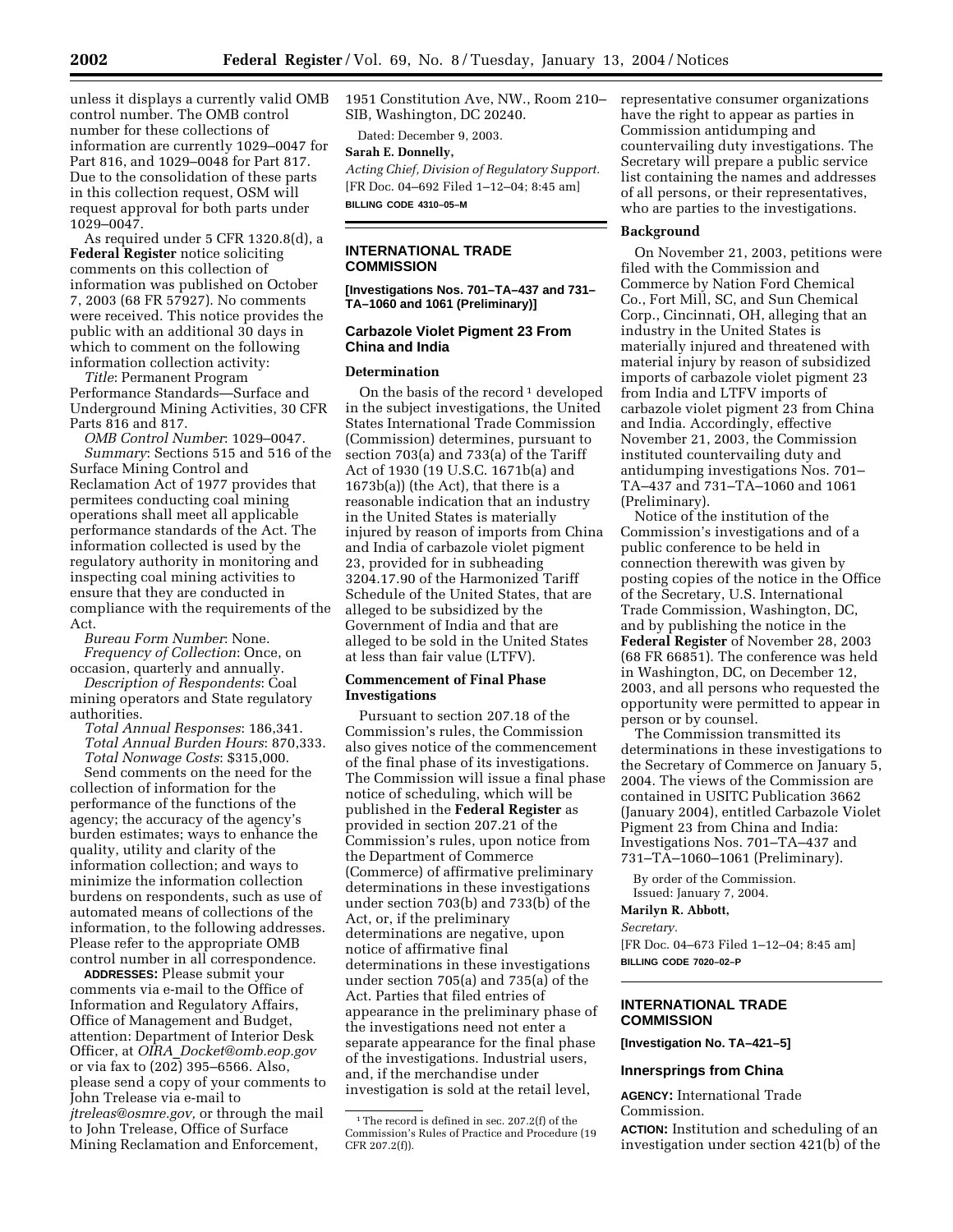unless it displays a currently valid OMB control number. The OMB control number for these collections of information are currently 1029–0047 for Part 816, and 1029–0048 for Part 817. Due to the consolidation of these parts in this collection request, OSM will request approval for both parts under 1029–0047.

As required under 5 CFR 1320.8(d), a **Federal Register** notice soliciting comments on this collection of information was published on October 7, 2003 (68 FR 57927). No comments were received. This notice provides the public with an additional 30 days in which to comment on the following information collection activity:

*Title*: Permanent Program Performance Standards—Surface and Underground Mining Activities, 30 CFR Parts 816 and 817.

*OMB Control Number*: 1029–0047.

*Summary*: Sections 515 and 516 of the Surface Mining Control and Reclamation Act of 1977 provides that permitees conducting coal mining operations shall meet all applicable performance standards of the Act. The information collected is used by the regulatory authority in monitoring and inspecting coal mining activities to ensure that they are conducted in compliance with the requirements of the Act.

*Bureau Form Number*: None.

*Frequency of Collection*: Once, on occasion, quarterly and annually.

*Description of Respondents*: Coal mining operators and State regulatory authorities.

*Total Annual Responses*: 186,341.

*Total Annual Burden Hours*: 870,333.

*Total Nonwage Costs*: $315,000.

Send comments on the need for the collection of information for the performance of the functions of the agency; the accuracy of the agency's burden estimates; ways to enhance the quality, utility and clarity of the information collection; and ways to minimize the information collection burdens on respondents, such as use of automated means of collections of the information, to the following addresses. Please refer to the appropriate OMB control number in all correspondence.

**ADDRESSES:** Please submit your comments via e-mail to the Office of Information and Regulatory Affairs, Office of Management and Budget, attention: Department of Interior Desk Officer, at *OIRA_Docket@omb.eop.gov* or via fax to (202) 395–6566. Also, please send a copy of your comments to John Trelease via e-mail to *jtreleas@osmre.gov,* or through the mail to John Trelease, Office of Surface Mining Reclamation and Enforcement, 1951 Constitution Ave, NW., Room 210–SIB, Washington, DC 20240.

Dated: December 9, 2003.

**Sarah E. Donnelly,**

*Acting Chief, Division of Regulatory Support.*

[FR Doc. 04–692 Filed 1–12–04; 8:45 am]

**BILLING CODE 4310–05–M**

---

## INTERNATIONAL TRADE COMMISSION

**[Investigations Nos. 701–TA–437 and 731–TA–1060 and 1061 (Preliminary)]**

### Carbazole Violet Pigment 23 From China and India

#### Determination

On the basis of the record [1] developed in the subject investigations, the United States International Trade Commission (Commission) determines, pursuant to section 703(a) and 733(a) of the Tariff Act of 1930 (19 U.S.C. 1671b(a) and 1673b(a)) (the Act), that there is a reasonable indication that an industry in the United States is materially injured by reason of imports from China and India of carbazole violet pigment 23, provided for in subheading 3204.17.90 of the Harmonized Tariff Schedule of the United States, that are alleged to be subsidized by the Government of India and that are alleged to be sold in the United States at less than fair value (LTFV).

#### Commencement of Final Phase Investigations

Pursuant to section 207.18 of the Commission's rules, the Commission also gives notice of the commencement of the final phase of its investigations. The Commission will issue a final phase notice of scheduling, which will be published in the **Federal Register** as provided in section 207.21 of the Commission's rules, upon notice from the Department of Commerce (Commerce) of affirmative preliminary determinations in these investigations under section 703(b) and 733(b) of the Act, or, if the preliminary determinations are negative, upon notice of affirmative final determinations in these investigations under section 705(a) and 735(a) of the Act. Parties that filed entries of appearance in the preliminary phase of the investigations need not enter a separate appearance for the final phase of the investigations. Industrial users, and, if the merchandise under investigation is sold at the retail level, representative consumer organizations have the right to appear as parties in Commission antidumping and countervailing duty investigations. The Secretary will prepare a public service list containing the names and addresses of all persons, or their representatives, who are parties to the investigations.

[1] The record is defined in sec. 207.2(f) of the Commission's Rules of Practice and Procedure (19 CFR 207.2(f)).

#### Background

On November 21, 2003, petitions were filed with the Commission and Commerce by Nation Ford Chemical Co., Fort Mill, SC, and Sun Chemical Corp., Cincinnati, OH, alleging that an industry in the United States is materially injured and threatened with material injury by reason of subsidized imports of carbazole violet pigment 23 from India and LTFV imports of carbazole violet pigment 23 from China and India. Accordingly, effective November 21, 2003, the Commission instituted countervailing duty and antidumping investigations Nos. 701–TA–437 and 731–TA–1060 and 1061 (Preliminary).

Notice of the institution of the Commission's investigations and of a public conference to be held in connection therewith was given by posting copies of the notice in the Office of the Secretary, U.S. International Trade Commission, Washington, DC, and by publishing the notice in the **Federal Register** of November 28, 2003 (68 FR 66851). The conference was held in Washington, DC, on December 12, 2003, and all persons who requested the opportunity were permitted to appear in person or by counsel.

The Commission transmitted its determinations in these investigations to the Secretary of Commerce on January 5, 2004. The views of the Commission are contained in USITC Publication 3662 (January 2004), entitled Carbazole Violet Pigment 23 from China and India: Investigations Nos. 701–TA–437 and 731–TA–1060–1061 (Preliminary).

By order of the Commission.

Issued: January 7, 2004.

**Marilyn R. Abbott,**

*Secretary.*

[FR Doc. 04–673 Filed 1–12–04; 8:45 am]

**BILLING CODE 7020–02–P**

---

## INTERNATIONAL TRADE COMMISSION

**[Investigation No. TA–421–5]**

### Innersprings from China

**AGENCY:** International Trade Commission.

**ACTION:** Institution and scheduling of an investigation under section 421(b) of the